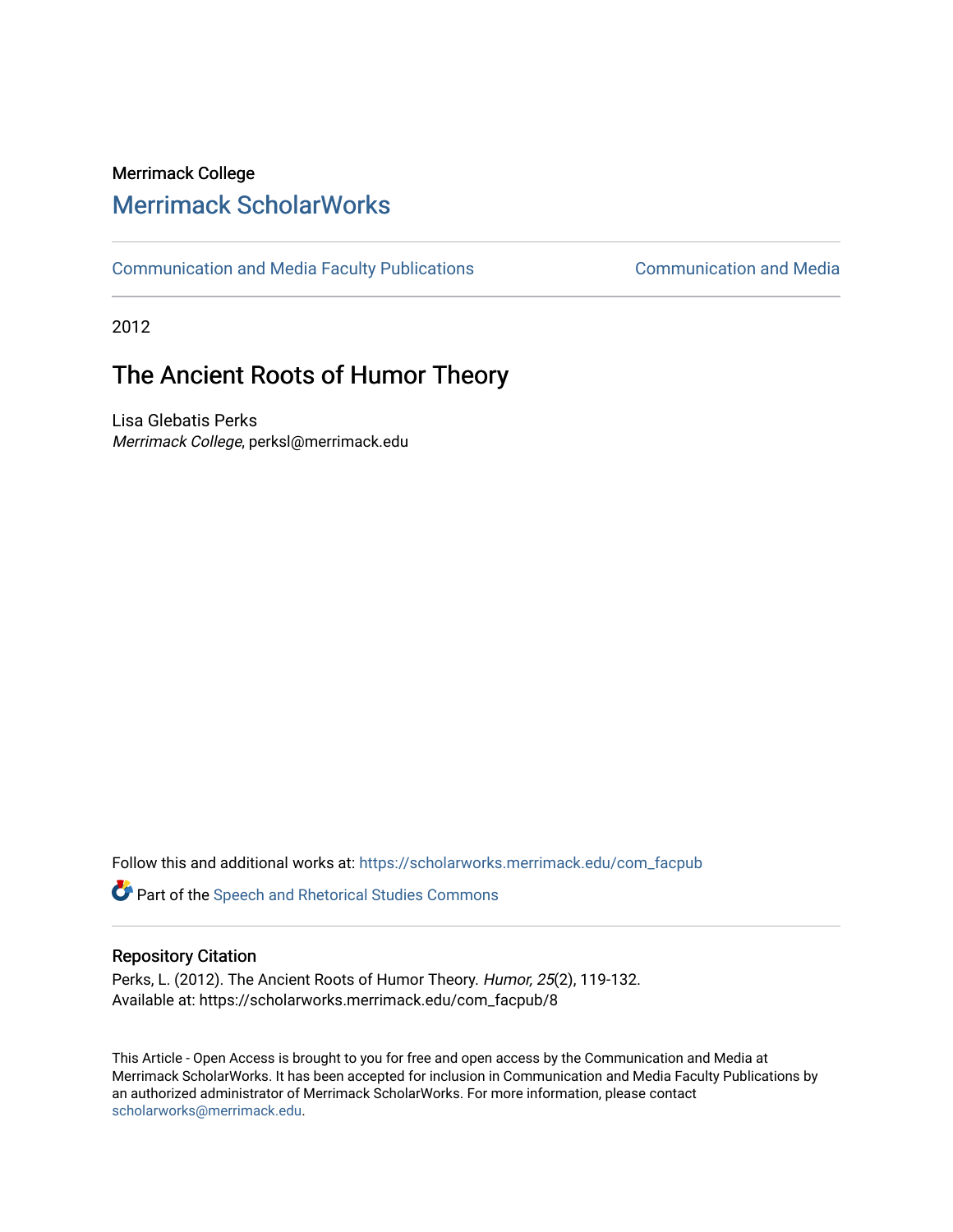Merrimack College

# Merrimack ScholarWorks

Communication and Media Faculty Publications

Communication and Media

2012

## The Ancient Roots of Humor Theory

Lisa Glebatis Perks
*Merrimack College*, perksl@merrimack.edu

Follow this and additional works at: https://scholarworks.merrimack.edu/com_facpub

Part of the Speech and Rhetorical Studies Commons

### Repository Citation

Perks, L. (2012). The Ancient Roots of Humor Theory. *Humor, 25*(2), 119-132.
Available at: https://scholarworks.merrimack.edu/com_facpub/8

This Article - Open Access is brought to you for free and open access by the Communication and Media at Merrimack ScholarWorks. It has been accepted for inclusion in Communication and Media Faculty Publications by an authorized administrator of Merrimack ScholarWorks. For more information, please contact scholarworks@merrimack.edu.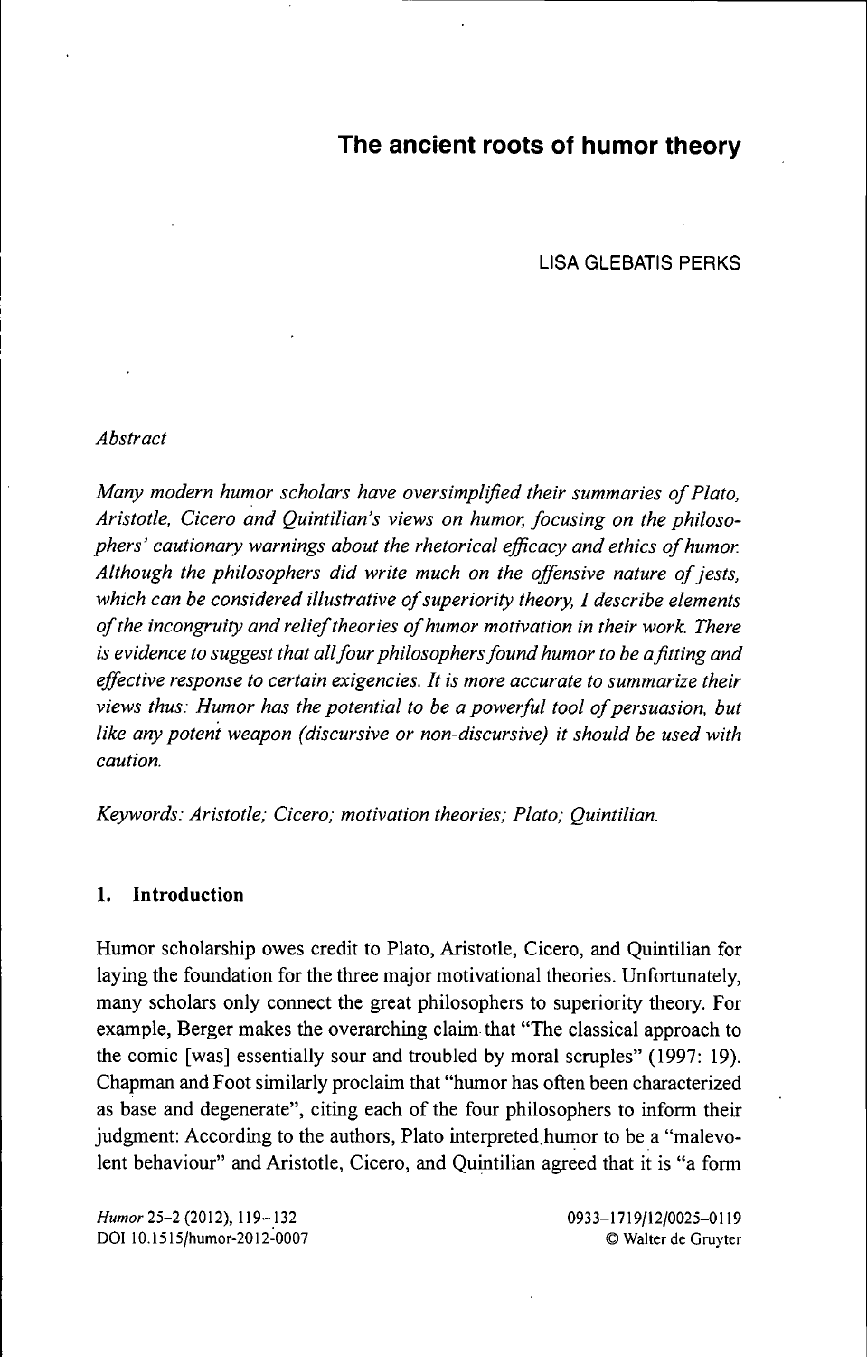# The ancient roots of humor theory

LISA GLEBATIS PERKS

*Abstract*

*Many modern humor scholars have oversimplified their summaries of Plato, Aristotle, Cicero and Quintilian's views on humor, focusing on the philosophers' cautionary warnings about the rhetorical efficacy and ethics of humor. Although the philosophers did write much on the offensive nature of jests, which can be considered illustrative of superiority theory, I describe elements of the incongruity and relief theories of humor motivation in their work. There is evidence to suggest that all four philosophers found humor to be a fitting and effective response to certain exigencies. It is more accurate to summarize their views thus: Humor has the potential to be a powerful tool of persuasion, but like any potent weapon (discursive or non-discursive) it should be used with caution.*

*Keywords: Aristotle; Cicero; motivation theories; Plato; Quintilian.*

## 1. Introduction

Humor scholarship owes credit to Plato, Aristotle, Cicero, and Quintilian for laying the foundation for the three major motivational theories. Unfortunately, many scholars only connect the great philosophers to superiority theory. For example, Berger makes the overarching claim that "The classical approach to the comic [was] essentially sour and troubled by moral scruples" (1997: 19). Chapman and Foot similarly proclaim that "humor has often been characterized as base and degenerate", citing each of the four philosophers to inform their judgment: According to the authors, Plato interpreted humor to be a "malevolent behaviour" and Aristotle, Cicero, and Quintilian agreed that it is "a form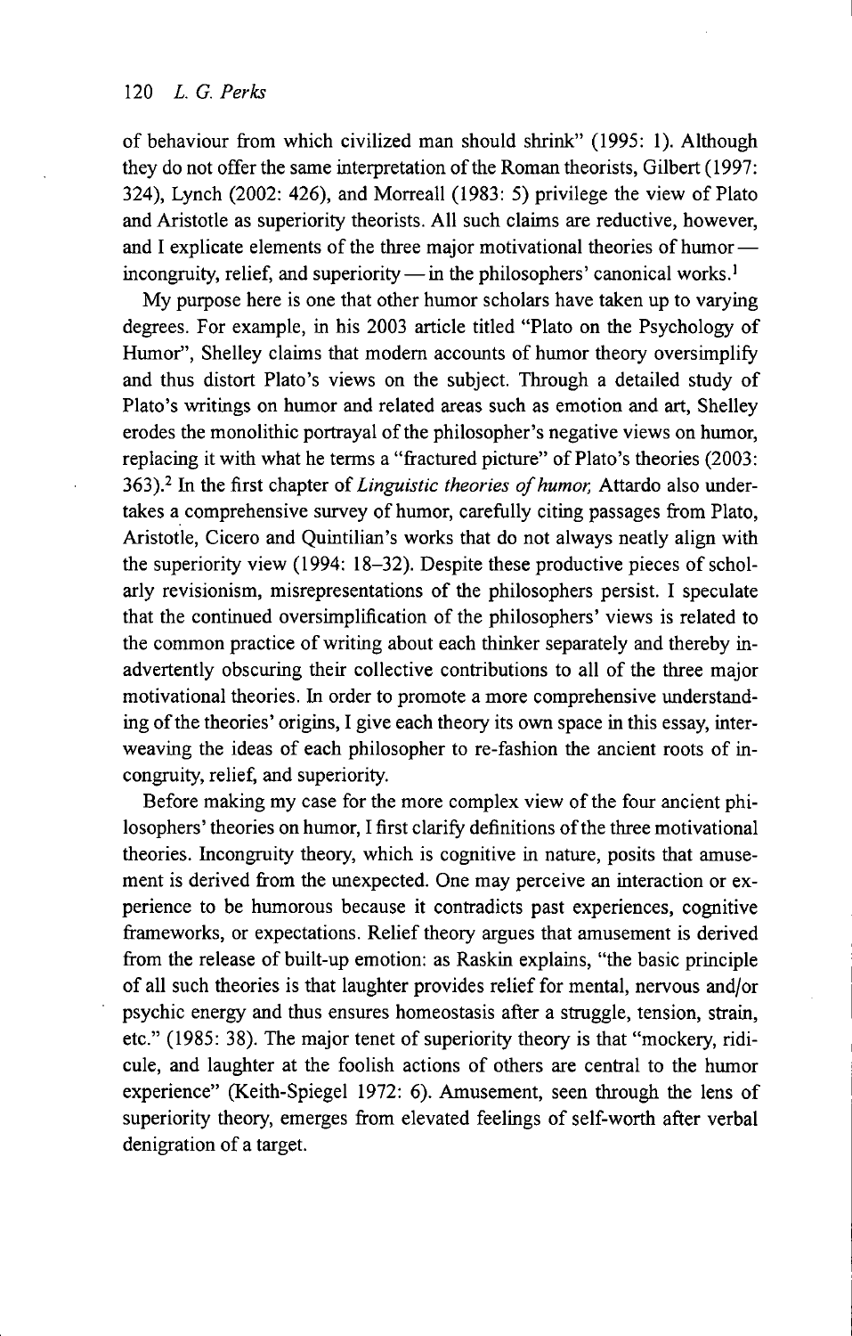of behaviour from which civilized man should shrink" (1995: 1). Although they do not offer the same interpretation of the Roman theorists, Gilbert (1997: 324), Lynch (2002: 426), and Morreall (1983: 5) privilege the view of Plato and Aristotle as superiority theorists. All such claims are reductive, however, and I explicate elements of the three major motivational theories of humor — incongruity, relief, and superiority — in the philosophers' canonical works.[1]

My purpose here is one that other humor scholars have taken up to varying degrees. For example, in his 2003 article titled "Plato on the Psychology of Humor", Shelley claims that modern accounts of humor theory oversimplify and thus distort Plato's views on the subject. Through a detailed study of Plato's writings on humor and related areas such as emotion and art, Shelley erodes the monolithic portrayal of the philosopher's negative views on humor, replacing it with what he terms a "fractured picture" of Plato's theories (2003: 363).[2] In the first chapter of *Linguistic theories of humor*, Attardo also undertakes a comprehensive survey of humor, carefully citing passages from Plato, Aristotle, Cicero and Quintilian's works that do not always neatly align with the superiority view (1994: 18–32). Despite these productive pieces of scholarly revisionism, misrepresentations of the philosophers persist. I speculate that the continued oversimplification of the philosophers' views is related to the common practice of writing about each thinker separately and thereby inadvertently obscuring their collective contributions to all of the three major motivational theories. In order to promote a more comprehensive understanding of the theories' origins, I give each theory its own space in this essay, interweaving the ideas of each philosopher to re-fashion the ancient roots of incongruity, relief, and superiority.

Before making my case for the more complex view of the four ancient philosophers' theories on humor, I first clarify definitions of the three motivational theories. Incongruity theory, which is cognitive in nature, posits that amusement is derived from the unexpected. One may perceive an interaction or experience to be humorous because it contradicts past experiences, cognitive frameworks, or expectations. Relief theory argues that amusement is derived from the release of built-up emotion: as Raskin explains, "the basic principle of all such theories is that laughter provides relief for mental, nervous and/or psychic energy and thus ensures homeostasis after a struggle, tension, strain, etc." (1985: 38). The major tenet of superiority theory is that "mockery, ridicule, and laughter at the foolish actions of others are central to the humor experience" (Keith-Spiegel 1972: 6). Amusement, seen through the lens of superiority theory, emerges from elevated feelings of self-worth after verbal denigration of a target.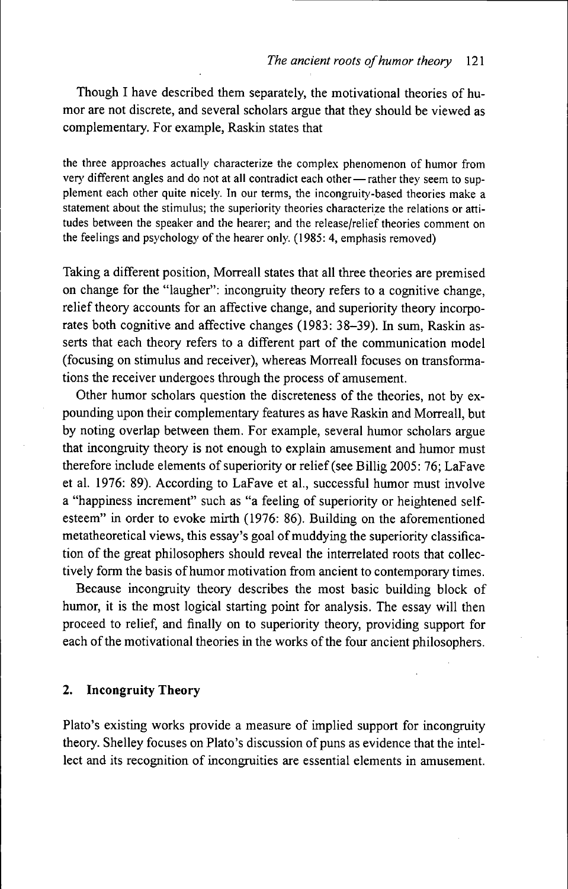Though I have described them separately, the motivational theories of humor are not discrete, and several scholars argue that they should be viewed as complementary. For example, Raskin states that

> the three approaches actually characterize the complex phenomenon of humor from very different angles and do not at all contradict each other — rather they seem to supplement each other quite nicely. In our terms, the incongruity-based theories make a statement about the stimulus; the superiority theories characterize the relations or attitudes between the speaker and the hearer; and the release/relief theories comment on the feelings and psychology of the hearer only. (1985: 4, emphasis removed)

Taking a different position, Morreall states that all three theories are premised on change for the "laugher": incongruity theory refers to a cognitive change, relief theory accounts for an affective change, and superiority theory incorporates both cognitive and affective changes (1983: 38–39). In sum, Raskin asserts that each theory refers to a different part of the communication model (focusing on stimulus and receiver), whereas Morreall focuses on transformations the receiver undergoes through the process of amusement.

Other humor scholars question the discreteness of the theories, not by expounding upon their complementary features as have Raskin and Morreall, but by noting overlap between them. For example, several humor scholars argue that incongruity theory is not enough to explain amusement and humor must therefore include elements of superiority or relief (see Billig 2005: 76; LaFave et al. 1976: 89). According to LaFave et al., successful humor must involve a "happiness increment" such as "a feeling of superiority or heightened self-esteem" in order to evoke mirth (1976: 86). Building on the aforementioned metatheoretical views, this essay's goal of muddying the superiority classification of the great philosophers should reveal the interrelated roots that collectively form the basis of humor motivation from ancient to contemporary times.

Because incongruity theory describes the most basic building block of humor, it is the most logical starting point for analysis. The essay will then proceed to relief, and finally on to superiority theory, providing support for each of the motivational theories in the works of the four ancient philosophers.

## 2. Incongruity Theory

Plato's existing works provide a measure of implied support for incongruity theory. Shelley focuses on Plato's discussion of puns as evidence that the intellect and its recognition of incongruities are essential elements in amusement.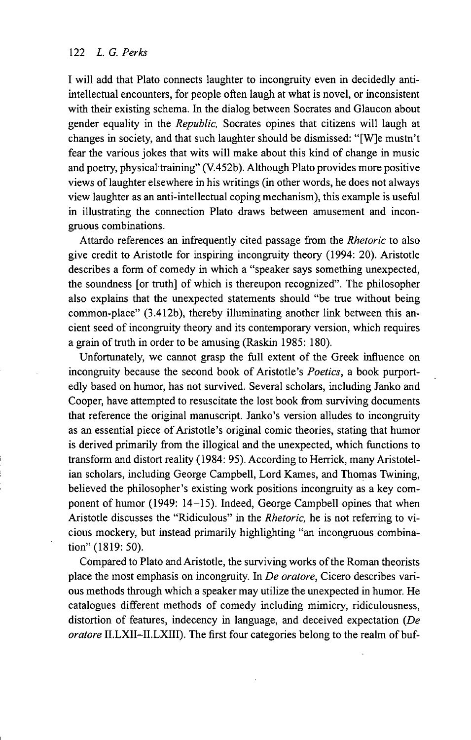I will add that Plato connects laughter to incongruity even in decidedly anti-intellectual encounters, for people often laugh at what is novel, or inconsistent with their existing schema. In the dialog between Socrates and Glaucon about gender equality in the *Republic,* Socrates opines that citizens will laugh at changes in society, and that such laughter should be dismissed: "[W]e mustn't fear the various jokes that wits will make about this kind of change in music and poetry, physical training" (V.452b). Although Plato provides more positive views of laughter elsewhere in his writings (in other words, he does not always view laughter as an anti-intellectual coping mechanism), this example is useful in illustrating the connection Plato draws between amusement and incongruous combinations.

Attardo references an infrequently cited passage from the *Rhetoric* to also give credit to Aristotle for inspiring incongruity theory (1994: 20). Aristotle describes a form of comedy in which a "speaker says something unexpected, the soundness [or truth] of which is thereupon recognized". The philosopher also explains that the unexpected statements should "be true without being common-place" (3.412b), thereby illuminating another link between this ancient seed of incongruity theory and its contemporary version, which requires a grain of truth in order to be amusing (Raskin 1985: 180).

Unfortunately, we cannot grasp the full extent of the Greek influence on incongruity because the second book of Aristotle's *Poetics*, a book purportedly based on humor, has not survived. Several scholars, including Janko and Cooper, have attempted to resuscitate the lost book from surviving documents that reference the original manuscript. Janko's version alludes to incongruity as an essential piece of Aristotle's original comic theories, stating that humor is derived primarily from the illogical and the unexpected, which functions to transform and distort reality (1984: 95). According to Herrick, many Aristotelian scholars, including George Campbell, Lord Kames, and Thomas Twining, believed the philosopher's existing work positions incongruity as a key component of humor (1949: 14–15). Indeed, George Campbell opines that when Aristotle discusses the "Ridiculous" in the *Rhetoric,* he is not referring to vicious mockery, but instead primarily highlighting "an incongruous combination" (1819: 50).

Compared to Plato and Aristotle, the surviving works of the Roman theorists place the most emphasis on incongruity. In *De oratore*, Cicero describes various methods through which a speaker may utilize the unexpected in humor. He catalogues different methods of comedy including mimicry, ridiculousness, distortion of features, indecency in language, and deceived expectation (*De oratore* II.LXII–II.LXIII). The first four categories belong to the realm of buf-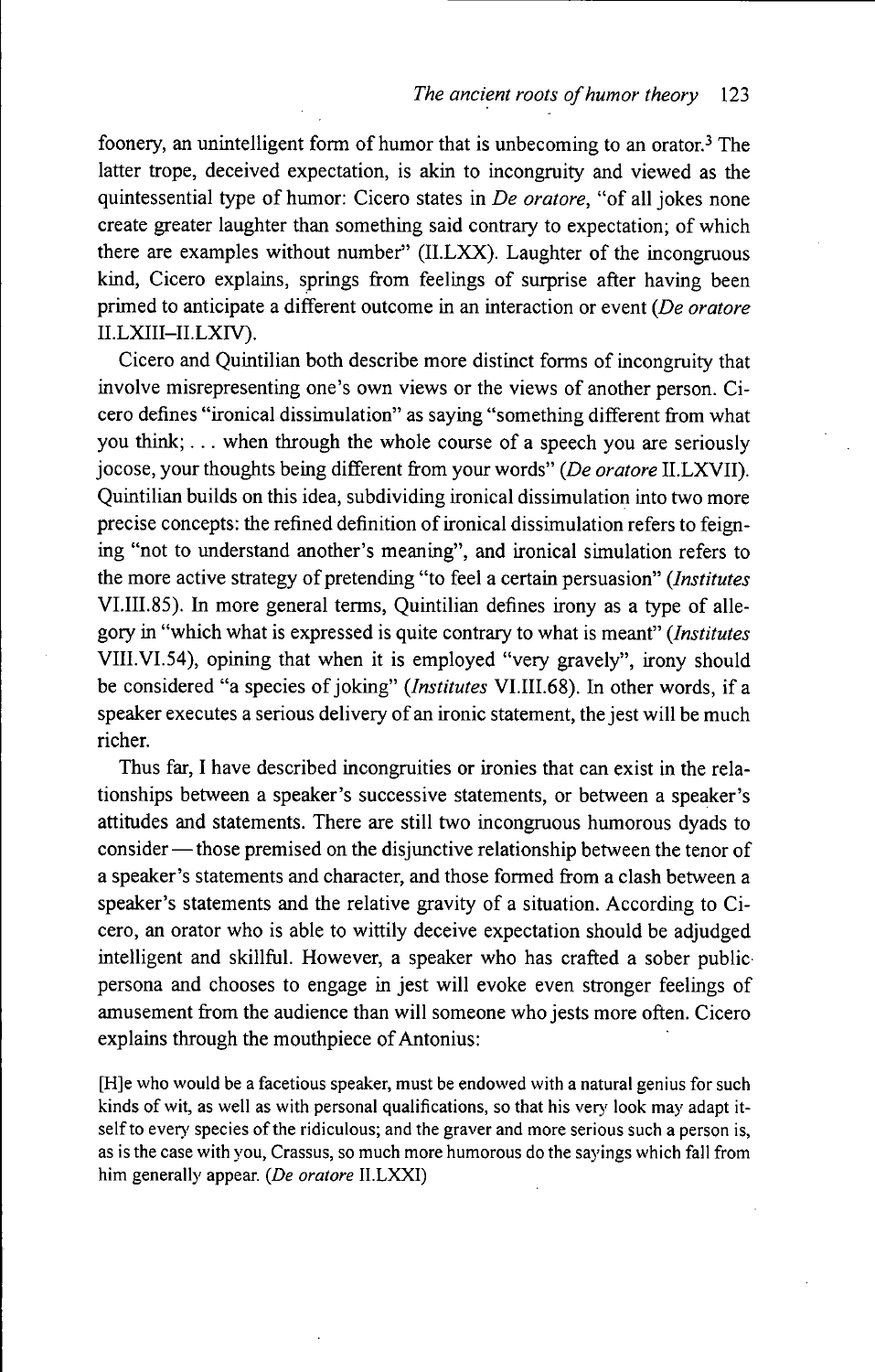foonery, an unintelligent form of humor that is unbecoming to an orator.[3] The latter trope, deceived expectation, is akin to incongruity and viewed as the quintessential type of humor: Cicero states in *De oratore*, "of all jokes none create greater laughter than something said contrary to expectation; of which there are examples without number" (II.LXX). Laughter of the incongruous kind, Cicero explains, springs from feelings of surprise after having been primed to anticipate a different outcome in an interaction or event (*De oratore* II.LXIII–II.LXIV).

Cicero and Quintilian both describe more distinct forms of incongruity that involve misrepresenting one's own views or the views of another person. Cicero defines "ironical dissimulation" as saying "something different from what you think; . . . when through the whole course of a speech you are seriously jocose, your thoughts being different from your words" (*De oratore* II.LXVII). Quintilian builds on this idea, subdividing ironical dissimulation into two more precise concepts: the refined definition of ironical dissimulation refers to feigning "not to understand another's meaning", and ironical simulation refers to the more active strategy of pretending "to feel a certain persuasion" (*Institutes* VI.III.85). In more general terms, Quintilian defines irony as a type of allegory in "which what is expressed is quite contrary to what is meant" (*Institutes* VIII.VI.54), opining that when it is employed "very gravely", irony should be considered "a species of joking" (*Institutes* VI.III.68). In other words, if a speaker executes a serious delivery of an ironic statement, the jest will be much richer.

Thus far, I have described incongruities or ironies that can exist in the relationships between a speaker's successive statements, or between a speaker's attitudes and statements. There are still two incongruous humorous dyads to consider — those premised on the disjunctive relationship between the tenor of a speaker's statements and character, and those formed from a clash between a speaker's statements and the relative gravity of a situation. According to Cicero, an orator who is able to wittily deceive expectation should be adjudged intelligent and skillful. However, a speaker who has crafted a sober public persona and chooses to engage in jest will evoke even stronger feelings of amusement from the audience than will someone who jests more often. Cicero explains through the mouthpiece of Antonius:

> [H]e who would be a facetious speaker, must be endowed with a natural genius for such kinds of wit, as well as with personal qualifications, so that his very look may adapt itself to every species of the ridiculous; and the graver and more serious such a person is, as is the case with you, Crassus, so much more humorous do the sayings which fall from him generally appear. (*De oratore* II.LXXI)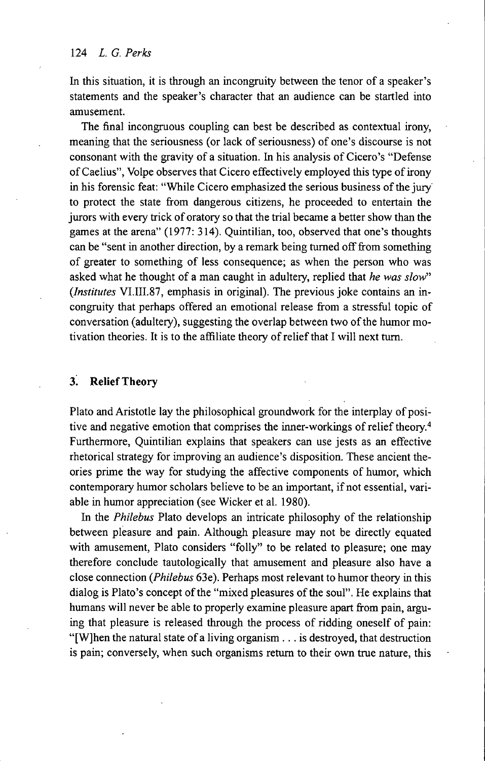In this situation, it is through an incongruity between the tenor of a speaker's statements and the speaker's character that an audience can be startled into amusement.

The final incongruous coupling can best be described as contextual irony, meaning that the seriousness (or lack of seriousness) of one's discourse is not consonant with the gravity of a situation. In his analysis of Cicero's "Defense of Caelius", Volpe observes that Cicero effectively employed this type of irony in his forensic feat: "While Cicero emphasized the serious business of the jury to protect the state from dangerous citizens, he proceeded to entertain the jurors with every trick of oratory so that the trial became a better show than the games at the arena" (1977: 314). Quintilian, too, observed that one's thoughts can be "sent in another direction, by a remark being turned off from something of greater to something of less consequence; as when the person who was asked what he thought of a man caught in adultery, replied that *he was slow*" (*Institutes* VI.III.87, emphasis in original). The previous joke contains an incongruity that perhaps offered an emotional release from a stressful topic of conversation (adultery), suggesting the overlap between two of the humor motivation theories. It is to the affiliate theory of relief that I will next turn.

## 3. Relief Theory

Plato and Aristotle lay the philosophical groundwork for the interplay of positive and negative emotion that comprises the inner-workings of relief theory.[4] Furthermore, Quintilian explains that speakers can use jests as an effective rhetorical strategy for improving an audience's disposition. These ancient theories prime the way for studying the affective components of humor, which contemporary humor scholars believe to be an important, if not essential, variable in humor appreciation (see Wicker et al. 1980).

In the *Philebus* Plato develops an intricate philosophy of the relationship between pleasure and pain. Although pleasure may not be directly equated with amusement, Plato considers "folly" to be related to pleasure; one may therefore conclude tautologically that amusement and pleasure also have a close connection (*Philebus* 63e). Perhaps most relevant to humor theory in this dialog is Plato's concept of the "mixed pleasures of the soul". He explains that humans will never be able to properly examine pleasure apart from pain, arguing that pleasure is released through the process of ridding oneself of pain: "[W]hen the natural state of a living organism . . . is destroyed, that destruction is pain; conversely, when such organisms return to their own true nature, this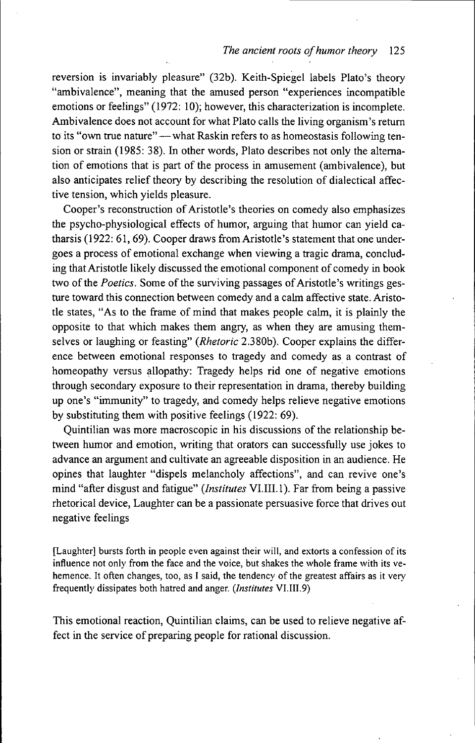reversion is invariably pleasure" (32b). Keith-Spiegel labels Plato's theory "ambivalence", meaning that the amused person "experiences incompatible emotions or feelings" (1972: 10); however, this characterization is incomplete. Ambivalence does not account for what Plato calls the living organism's return to its "own true nature" — what Raskin refers to as homeostasis following tension or strain (1985: 38). In other words, Plato describes not only the alternation of emotions that is part of the process in amusement (ambivalence), but also anticipates relief theory by describing the resolution of dialectical affective tension, which yields pleasure.

Cooper's reconstruction of Aristotle's theories on comedy also emphasizes the psycho-physiological effects of humor, arguing that humor can yield catharsis (1922: 61, 69). Cooper draws from Aristotle's statement that one undergoes a process of emotional exchange when viewing a tragic drama, concluding that Aristotle likely discussed the emotional component of comedy in book two of the *Poetics*. Some of the surviving passages of Aristotle's writings gesture toward this connection between comedy and a calm affective state. Aristotle states, "As to the frame of mind that makes people calm, it is plainly the opposite to that which makes them angry, as when they are amusing themselves or laughing or feasting" (*Rhetoric* 2.380b). Cooper explains the difference between emotional responses to tragedy and comedy as a contrast of homeopathy versus allopathy: Tragedy helps rid one of negative emotions through secondary exposure to their representation in drama, thereby building up one's "immunity" to tragedy, and comedy helps relieve negative emotions by substituting them with positive feelings (1922: 69).

Quintilian was more macroscopic in his discussions of the relationship between humor and emotion, writing that orators can successfully use jokes to advance an argument and cultivate an agreeable disposition in an audience. He opines that laughter "dispels melancholy affections", and can revive one's mind "after disgust and fatigue" (*Institutes* VI.III.1). Far from being a passive rhetorical device, Laughter can be a passionate persuasive force that drives out negative feelings

> [Laughter] bursts forth in people even against their will, and extorts a confession of its influence not only from the face and the voice, but shakes the whole frame with its vehemence. It often changes, too, as I said, the tendency of the greatest affairs as it very frequently dissipates both hatred and anger. (*Institutes* VI.III.9)

This emotional reaction, Quintilian claims, can be used to relieve negative affect in the service of preparing people for rational discussion.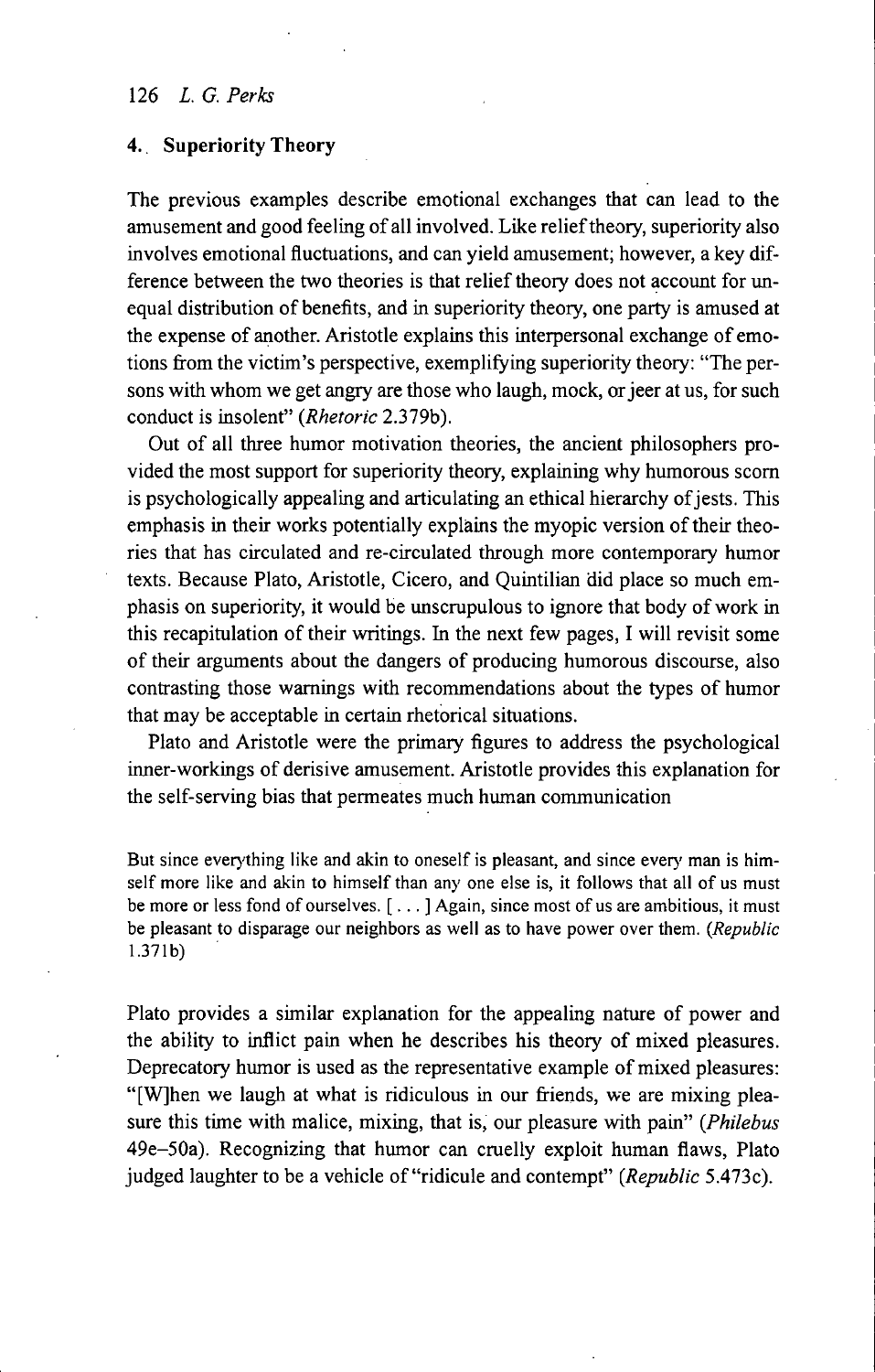## 4. Superiority Theory

The previous examples describe emotional exchanges that can lead to the amusement and good feeling of all involved. Like relief theory, superiority also involves emotional fluctuations, and can yield amusement; however, a key difference between the two theories is that relief theory does not account for unequal distribution of benefits, and in superiority theory, one party is amused at the expense of another. Aristotle explains this interpersonal exchange of emotions from the victim's perspective, exemplifying superiority theory: "The persons with whom we get angry are those who laugh, mock, or jeer at us, for such conduct is insolent" (*Rhetoric* 2.379b).

Out of all three humor motivation theories, the ancient philosophers provided the most support for superiority theory, explaining why humorous scorn is psychologically appealing and articulating an ethical hierarchy of jests. This emphasis in their works potentially explains the myopic version of their theories that has circulated and re-circulated through more contemporary humor texts. Because Plato, Aristotle, Cicero, and Quintilian did place so much emphasis on superiority, it would be unscrupulous to ignore that body of work in this recapitulation of their writings. In the next few pages, I will revisit some of their arguments about the dangers of producing humorous discourse, also contrasting those warnings with recommendations about the types of humor that may be acceptable in certain rhetorical situations.

Plato and Aristotle were the primary figures to address the psychological inner-workings of derisive amusement. Aristotle provides this explanation for the self-serving bias that permeates much human communication

> But since everything like and akin to oneself is pleasant, and since every man is himself more like and akin to himself than any one else is, it follows that all of us must be more or less fond of ourselves. [ . . . ] Again, since most of us are ambitious, it must be pleasant to disparage our neighbors as well as to have power over them. (*Republic* 1.371b)

Plato provides a similar explanation for the appealing nature of power and the ability to inflict pain when he describes his theory of mixed pleasures. Deprecatory humor is used as the representative example of mixed pleasures: "[W]hen we laugh at what is ridiculous in our friends, we are mixing pleasure this time with malice, mixing, that is, our pleasure with pain" (*Philebus* 49e–50a). Recognizing that humor can cruelly exploit human flaws, Plato judged laughter to be a vehicle of "ridicule and contempt" (*Republic* 5.473c).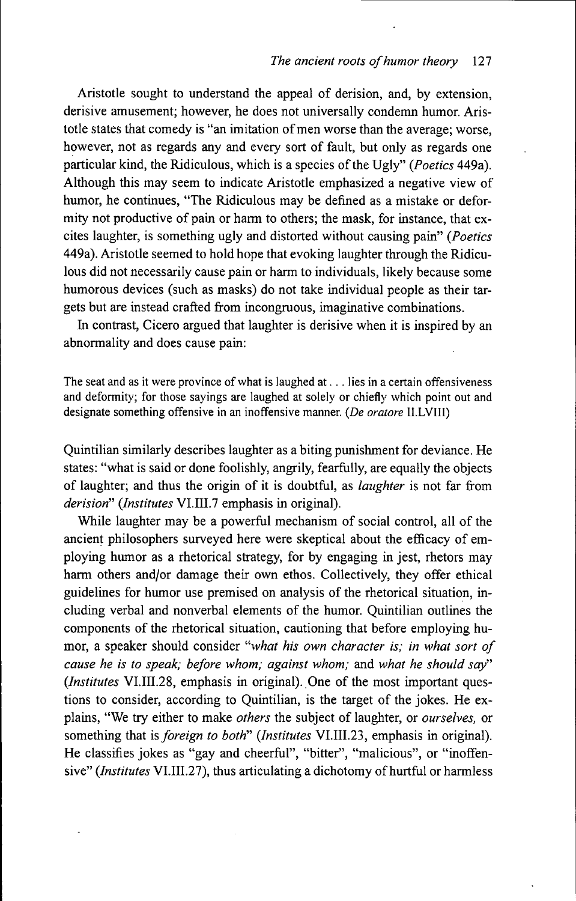Aristotle sought to understand the appeal of derision, and, by extension, derisive amusement; however, he does not universally condemn humor. Aristotle states that comedy is "an imitation of men worse than the average; worse, however, not as regards any and every sort of fault, but only as regards one particular kind, the Ridiculous, which is a species of the Ugly" (*Poetics* 449a). Although this may seem to indicate Aristotle emphasized a negative view of humor, he continues, "The Ridiculous may be defined as a mistake or deformity not productive of pain or harm to others; the mask, for instance, that excites laughter, is something ugly and distorted without causing pain" (*Poetics* 449a). Aristotle seemed to hold hope that evoking laughter through the Ridiculous did not necessarily cause pain or harm to individuals, likely because some humorous devices (such as masks) do not take individual people as their targets but are instead crafted from incongruous, imaginative combinations.

In contrast, Cicero argued that laughter is derisive when it is inspired by an abnormality and does cause pain:

> The seat and as it were province of what is laughed at . . . lies in a certain offensiveness and deformity; for those sayings are laughed at solely or chiefly which point out and designate something offensive in an inoffensive manner. (*De oratore* II.LVIII)

Quintilian similarly describes laughter as a biting punishment for deviance. He states: "what is said or done foolishly, angrily, fearfully, are equally the objects of laughter; and thus the origin of it is doubtful, as *laughter* is not far from *derision*" (*Institutes* VI.III.7 emphasis in original).

While laughter may be a powerful mechanism of social control, all of the ancient philosophers surveyed here were skeptical about the efficacy of employing humor as a rhetorical strategy, for by engaging in jest, rhetors may harm others and/or damage their own ethos. Collectively, they offer ethical guidelines for humor use premised on analysis of the rhetorical situation, including verbal and nonverbal elements of the humor. Quintilian outlines the components of the rhetorical situation, cautioning that before employing humor, a speaker should consider "*what his own character is; in what sort of cause he is to speak; before whom; against whom;* and *what he should say*" (*Institutes* VI.III.28, emphasis in original). One of the most important questions to consider, according to Quintilian, is the target of the jokes. He explains, "We try either to make *others* the subject of laughter, or *ourselves,* or something that is *foreign to both*" (*Institutes* VI.III.23, emphasis in original). He classifies jokes as "gay and cheerful", "bitter", "malicious", or "inoffensive" (*Institutes* VI.III.27), thus articulating a dichotomy of hurtful or harmless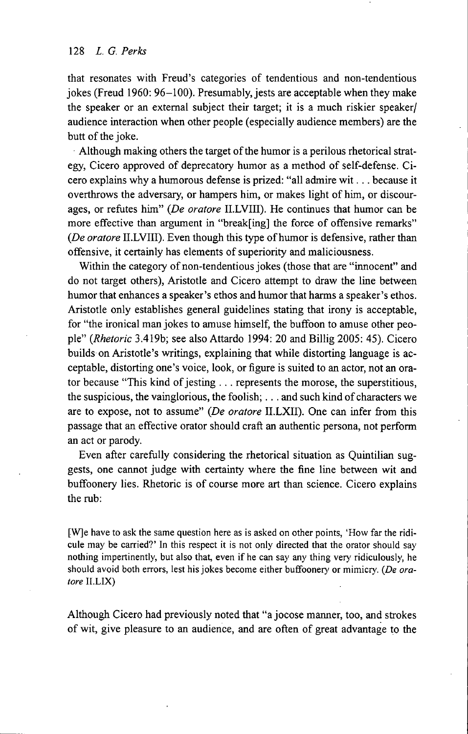that resonates with Freud's categories of tendentious and non-tendentious jokes (Freud 1960: 96–100). Presumably, jests are acceptable when they make the speaker or an external subject their target; it is a much riskier speaker/audience interaction when other people (especially audience members) are the butt of the joke.

Although making others the target of the humor is a perilous rhetorical strategy, Cicero approved of deprecatory humor as a method of self-defense. Cicero explains why a humorous defense is prized: "all admire wit . . . because it overthrows the adversary, or hampers him, or makes light of him, or discourages, or refutes him" (*De oratore* II.LVIII). He continues that humor can be more effective than argument in "break[ing] the force of offensive remarks" (*De oratore* II.LVIII). Even though this type of humor is defensive, rather than offensive, it certainly has elements of superiority and maliciousness.

Within the category of non-tendentious jokes (those that are "innocent" and do not target others), Aristotle and Cicero attempt to draw the line between humor that enhances a speaker's ethos and humor that harms a speaker's ethos. Aristotle only establishes general guidelines stating that irony is acceptable, for "the ironical man jokes to amuse himself, the buffoon to amuse other people" (*Rhetoric* 3.419b; see also Attardo 1994: 20 and Billig 2005: 45). Cicero builds on Aristotle's writings, explaining that while distorting language is acceptable, distorting one's voice, look, or figure is suited to an actor, not an orator because "This kind of jesting . . . represents the morose, the superstitious, the suspicious, the vainglorious, the foolish; . . . and such kind of characters we are to expose, not to assume" (*De oratore* II.LXII). One can infer from this passage that an effective orator should craft an authentic persona, not perform an act or parody.

Even after carefully considering the rhetorical situation as Quintilian suggests, one cannot judge with certainty where the fine line between wit and buffoonery lies. Rhetoric is of course more art than science. Cicero explains the rub:

> [W]e have to ask the same question here as is asked on other points, 'How far the ridicule may be carried?' In this respect it is not only directed that the orator should say nothing impertinently, but also that, even if he can say any thing very ridiculously, he should avoid both errors, lest his jokes become either buffoonery or mimicry. (*De oratore* II.LIX)

Although Cicero had previously noted that "a jocose manner, too, and strokes of wit, give pleasure to an audience, and are often of great advantage to the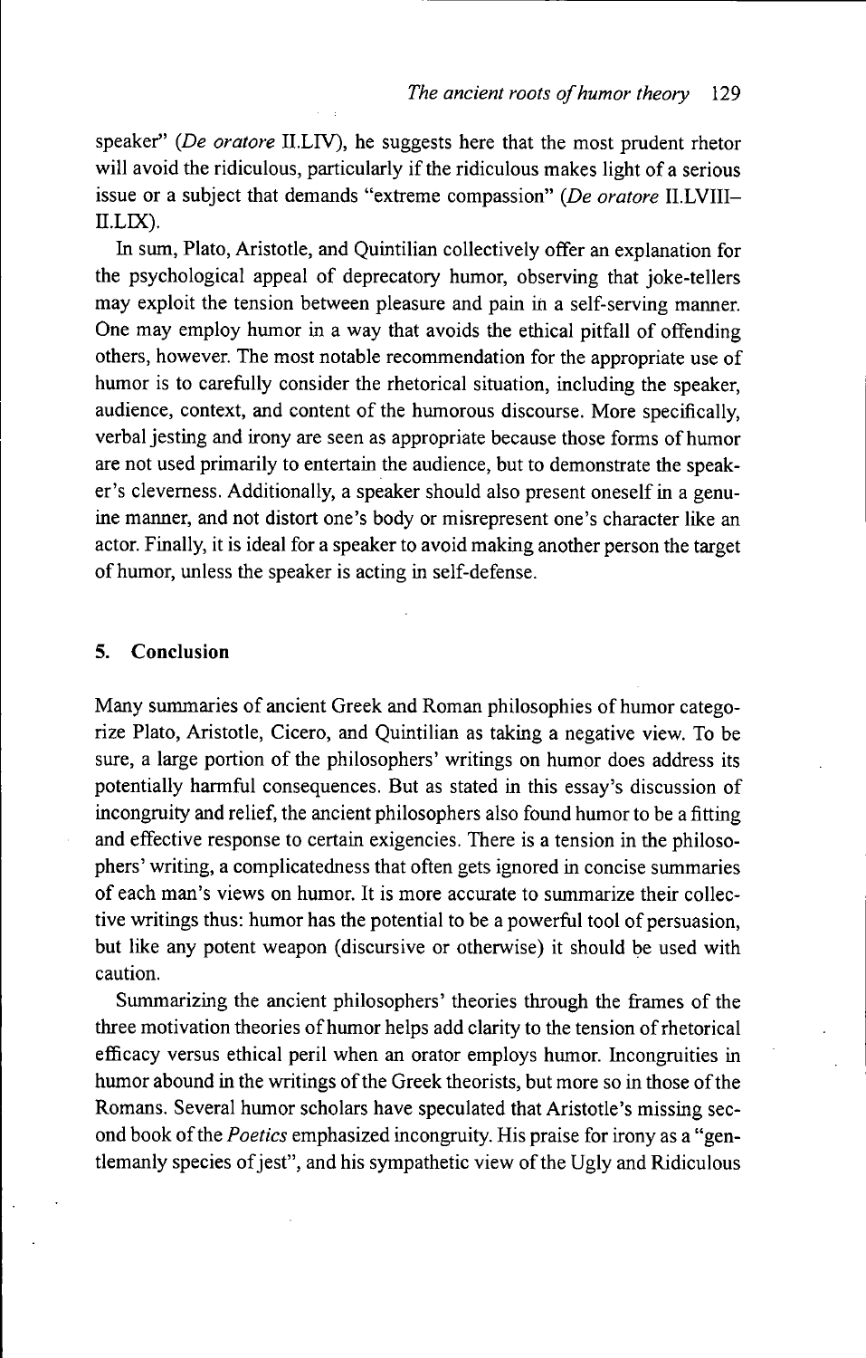speaker" (*De oratore* II.LIV), he suggests here that the most prudent rhetor will avoid the ridiculous, particularly if the ridiculous makes light of a serious issue or a subject that demands "extreme compassion" (*De oratore* II.LVIII–II.LIX).

In sum, Plato, Aristotle, and Quintilian collectively offer an explanation for the psychological appeal of deprecatory humor, observing that joke-tellers may exploit the tension between pleasure and pain in a self-serving manner. One may employ humor in a way that avoids the ethical pitfall of offending others, however. The most notable recommendation for the appropriate use of humor is to carefully consider the rhetorical situation, including the speaker, audience, context, and content of the humorous discourse. More specifically, verbal jesting and irony are seen as appropriate because those forms of humor are not used primarily to entertain the audience, but to demonstrate the speaker's cleverness. Additionally, a speaker should also present oneself in a genuine manner, and not distort one's body or misrepresent one's character like an actor. Finally, it is ideal for a speaker to avoid making another person the target of humor, unless the speaker is acting in self-defense.

## 5. Conclusion

Many summaries of ancient Greek and Roman philosophies of humor categorize Plato, Aristotle, Cicero, and Quintilian as taking a negative view. To be sure, a large portion of the philosophers' writings on humor does address its potentially harmful consequences. But as stated in this essay's discussion of incongruity and relief, the ancient philosophers also found humor to be a fitting and effective response to certain exigencies. There is a tension in the philosophers' writing, a complicatedness that often gets ignored in concise summaries of each man's views on humor. It is more accurate to summarize their collective writings thus: humor has the potential to be a powerful tool of persuasion, but like any potent weapon (discursive or otherwise) it should be used with caution.

Summarizing the ancient philosophers' theories through the frames of the three motivation theories of humor helps add clarity to the tension of rhetorical efficacy versus ethical peril when an orator employs humor. Incongruities in humor abound in the writings of the Greek theorists, but more so in those of the Romans. Several humor scholars have speculated that Aristotle's missing second book of the *Poetics* emphasized incongruity. His praise for irony as a "gentlemanly species of jest", and his sympathetic view of the Ugly and Ridiculous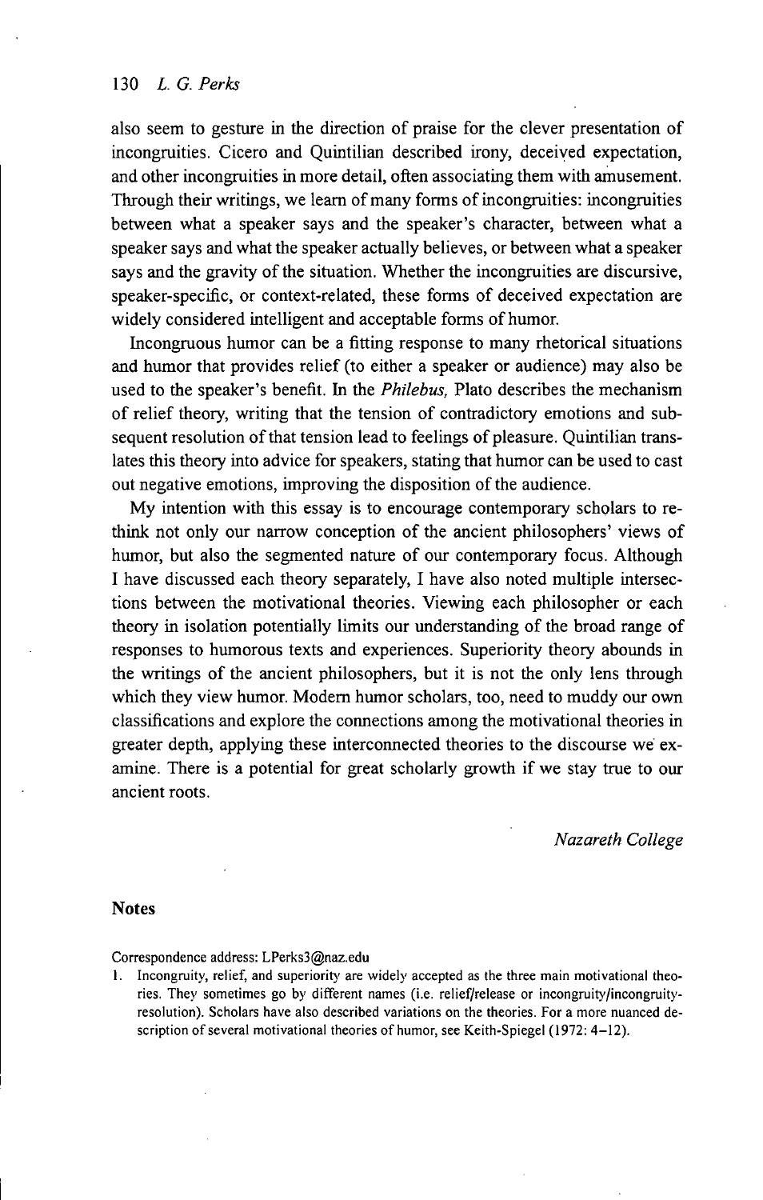also seem to gesture in the direction of praise for the clever presentation of incongruities. Cicero and Quintilian described irony, deceived expectation, and other incongruities in more detail, often associating them with amusement. Through their writings, we learn of many forms of incongruities: incongruities between what a speaker says and the speaker's character, between what a speaker says and what the speaker actually believes, or between what a speaker says and the gravity of the situation. Whether the incongruities are discursive, speaker-specific, or context-related, these forms of deceived expectation are widely considered intelligent and acceptable forms of humor.

Incongruous humor can be a fitting response to many rhetorical situations and humor that provides relief (to either a speaker or audience) may also be used to the speaker's benefit. In the *Philebus,* Plato describes the mechanism of relief theory, writing that the tension of contradictory emotions and subsequent resolution of that tension lead to feelings of pleasure. Quintilian translates this theory into advice for speakers, stating that humor can be used to cast out negative emotions, improving the disposition of the audience.

My intention with this essay is to encourage contemporary scholars to rethink not only our narrow conception of the ancient philosophers' views of humor, but also the segmented nature of our contemporary focus. Although I have discussed each theory separately, I have also noted multiple intersections between the motivational theories. Viewing each philosopher or each theory in isolation potentially limits our understanding of the broad range of responses to humorous texts and experiences. Superiority theory abounds in the writings of the ancient philosophers, but it is not the only lens through which they view humor. Modern humor scholars, too, need to muddy our own classifications and explore the connections among the motivational theories in greater depth, applying these interconnected theories to the discourse we examine. There is a potential for great scholarly growth if we stay true to our ancient roots.

*Nazareth College*

## Notes

Correspondence address: LPerks3@naz.edu

1. Incongruity, relief, and superiority are widely accepted as the three main motivational theories. They sometimes go by different names (i.e. relief/release or incongruity/incongruity-resolution). Scholars have also described variations on the theories. For a more nuanced description of several motivational theories of humor, see Keith-Spiegel (1972: 4–12).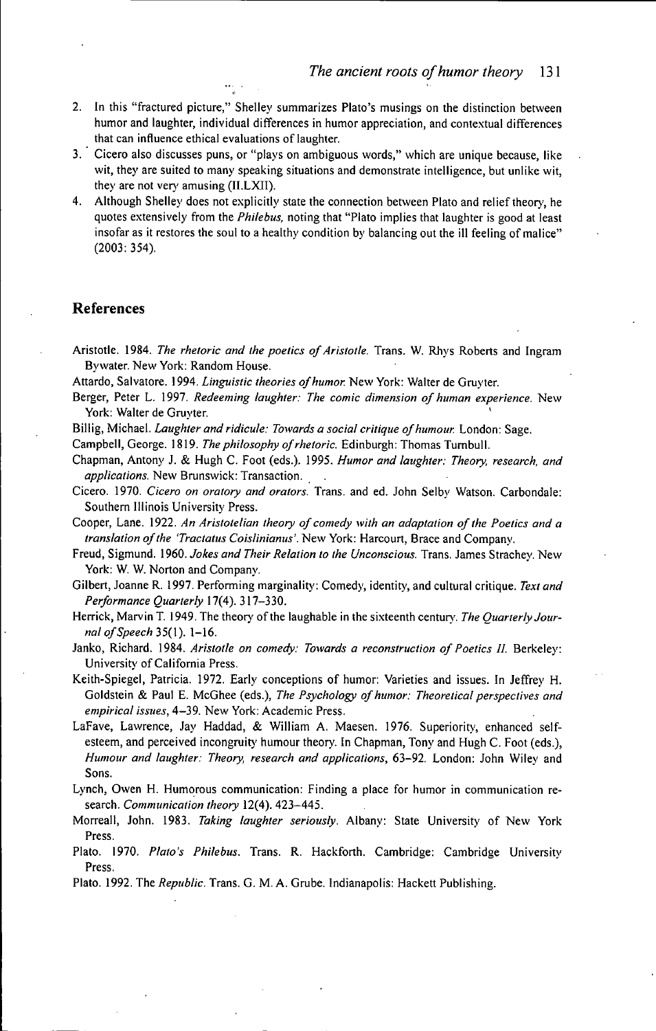2. In this "fractured picture," Shelley summarizes Plato's musings on the distinction between humor and laughter, individual differences in humor appreciation, and contextual differences that can influence ethical evaluations of laughter.
3. Cicero also discusses puns, or "plays on ambiguous words," which are unique because, like wit, they are suited to many speaking situations and demonstrate intelligence, but unlike wit, they are not very amusing (II.LXII).
4. Although Shelley does not explicitly state the connection between Plato and relief theory, he quotes extensively from the *Philebus*, noting that "Plato implies that laughter is good at least insofar as it restores the soul to a healthy condition by balancing out the ill feeling of malice" (2003: 354).

## References

Aristotle. 1984. *The rhetoric and the poetics of Aristotle.* Trans. W. Rhys Roberts and Ingram Bywater. New York: Random House.

Attardo, Salvatore. 1994. *Linguistic theories of humor.* New York: Walter de Gruyter.

Berger, Peter L. 1997. *Redeeming laughter: The comic dimension of human experience.* New York: Walter de Gruyter.

Billig, Michael. *Laughter and ridicule: Towards a social critique of humour.* London: Sage.

Campbell, George. 1819. *The philosophy of rhetoric.* Edinburgh: Thomas Turnbull.

Chapman, Antony J. & Hugh C. Foot (eds.). 1995. *Humor and laughter: Theory, research, and applications.* New Brunswick: Transaction.

Cicero. 1970. *Cicero on oratory and orators.* Trans. and ed. John Selby Watson. Carbondale: Southern Illinois University Press.

Cooper, Lane. 1922. *An Aristotelian theory of comedy with an adaptation of the Poetics and a translation of the 'Tractatus Coislinianus'.* New York: Harcourt, Brace and Company.

Freud, Sigmund. 1960. *Jokes and Their Relation to the Unconscious.* Trans. James Strachey. New York: W. W. Norton and Company.

Gilbert, Joanne R. 1997. Performing marginality: Comedy, identity, and cultural critique. *Text and Performance Quarterly* 17(4). 317–330.

Herrick, Marvin T. 1949. The theory of the laughable in the sixteenth century. *The Quarterly Journal of Speech* 35(1). 1–16.

Janko, Richard. 1984. *Aristotle on comedy: Towards a reconstruction of Poetics II.* Berkeley: University of California Press.

Keith-Spiegel, Patricia. 1972. Early conceptions of humor: Varieties and issues. In Jeffrey H. Goldstein & Paul E. McGhee (eds.), *The Psychology of humor: Theoretical perspectives and empirical issues*, 4–39. New York: Academic Press.

LaFave, Lawrence, Jay Haddad, & William A. Maesen. 1976. Superiority, enhanced self-esteem, and perceived incongruity humour theory. In Chapman, Tony and Hugh C. Foot (eds.), *Humour and laughter: Theory, research and applications*, 63–92. London: John Wiley and Sons.

Lynch, Owen H. Humorous communication: Finding a place for humor in communication research. *Communication theory* 12(4). 423–445.

Morreall, John. 1983. *Taking laughter seriously.* Albany: State University of New York Press.

Plato. 1970. *Plato's Philebus.* Trans. R. Hackforth. Cambridge: Cambridge University Press.

Plato. 1992. The *Republic.* Trans. G. M. A. Grube. Indianapolis: Hackett Publishing.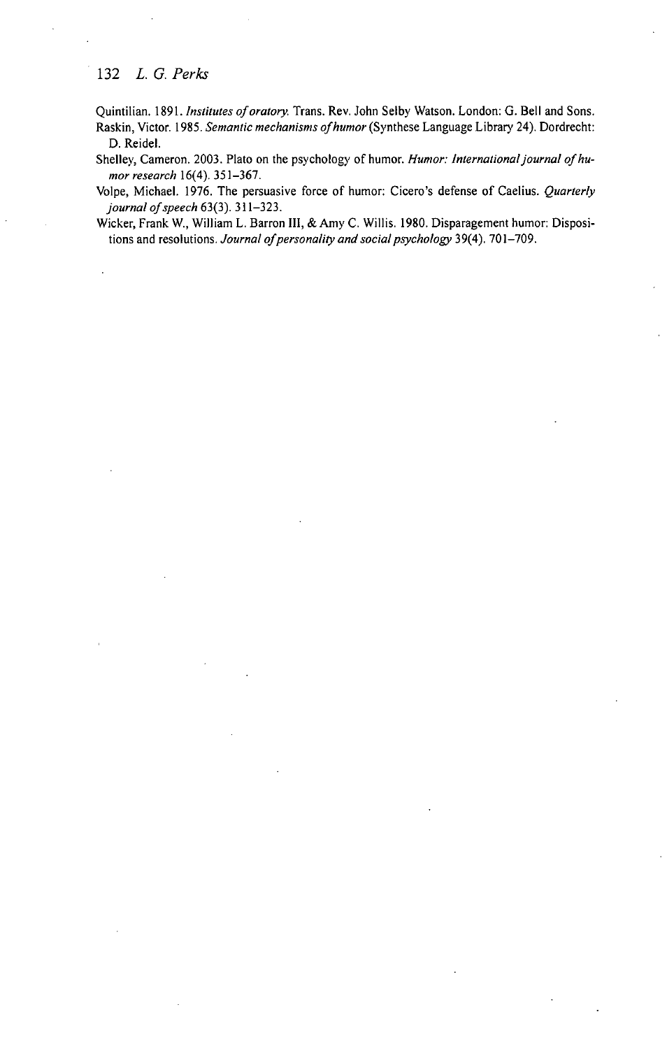Quintilian. 1891. *Institutes of oratory.* Trans. Rev. John Selby Watson. London: G. Bell and Sons.

Raskin, Victor. 1985. *Semantic mechanisms of humor* (Synthese Language Library 24). Dordrecht: D. Reidel.

Shelley, Cameron. 2003. Plato on the psychology of humor. *Humor: International journal of humor research* 16(4). 351–367.

Volpe, Michael. 1976. The persuasive force of humor: Cicero's defense of Caelius. *Quarterly journal of speech* 63(3). 311–323.

Wicker, Frank W., William L. Barron III, & Amy C. Willis. 1980. Disparagement humor: Dispositions and resolutions. *Journal of personality and social psychology* 39(4). 701–709.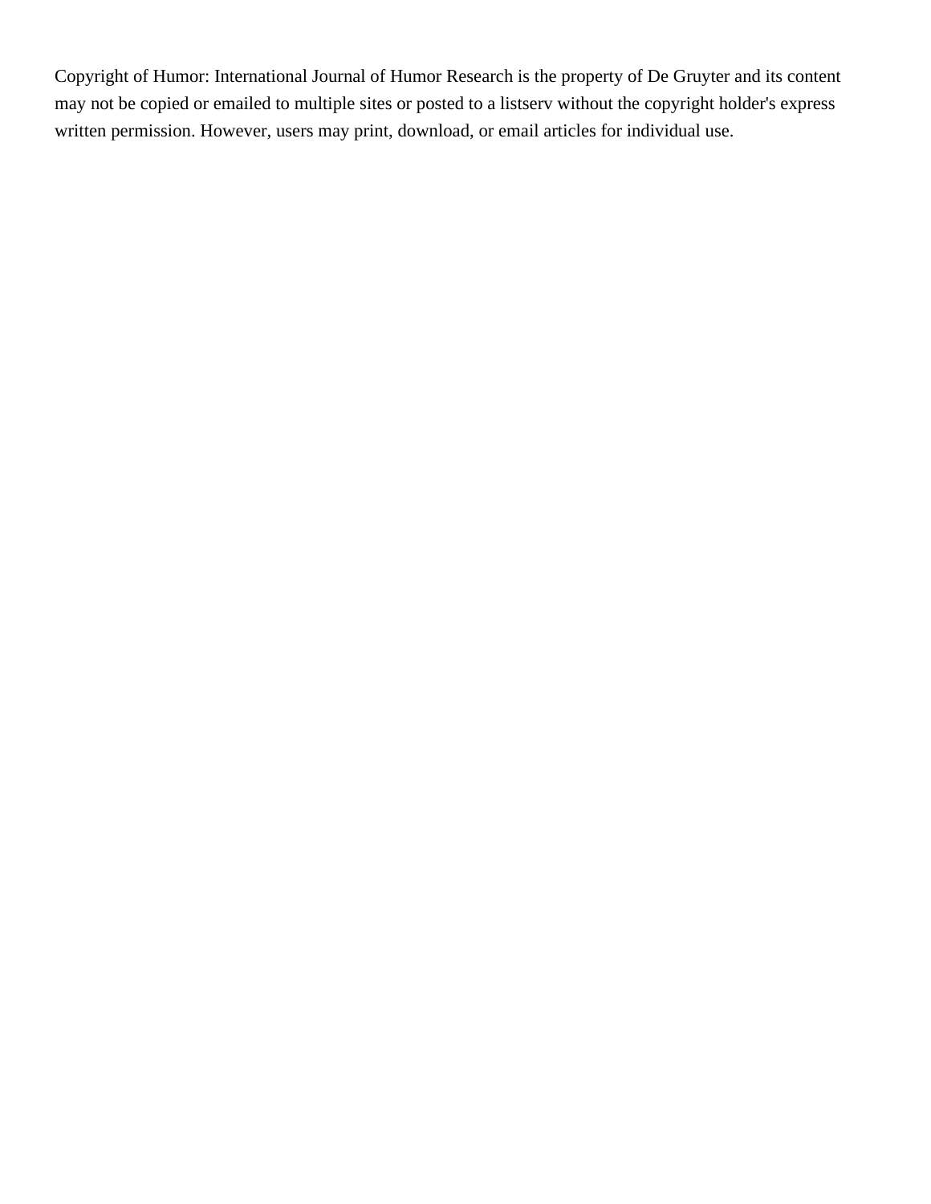Copyright of Humor: International Journal of Humor Research is the property of De Gruyter and its content may not be copied or emailed to multiple sites or posted to a listserv without the copyright holder's express written permission. However, users may print, download, or email articles for individual use.